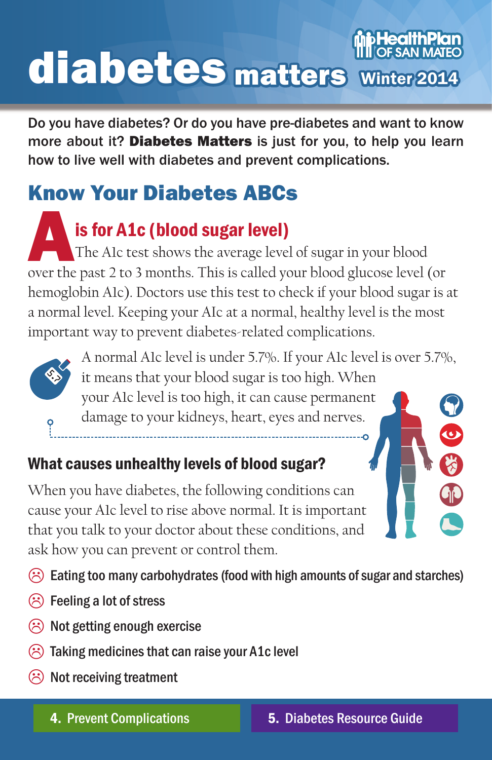# diabetes matters

HealthPlan OF SAN MATEO

Winter 2014

**Do you have diabetes? Or do you have pre-diabetes and want to know more about it? Diabetes Matters is just for you, to help you learn how to live well with diabetes and prevent complications.**

## Know Your Diabetes ABCs

### A is for A1c (blood sugar level)

The A1c test shows the average level of sugar in your blood over the past 2 to 3 months. This is called your blood glucose level (or hemoglobin A1c). Doctors use this test to check if your blood sugar is at a normal level. Keeping your A1c at a normal, healthy level is the most important way to prevent diabetes-related complications.

A normal A1c level is under 5.7%. If your A1c level is over 5.7%, it means that your blood sugar is too high. When your A1c level is too high, it can cause permanent damage to your kidneys, heart, eyes and nerves.

### What causes unhealthy levels of blood sugar?

When you have diabetes, the following conditions can cause your A1c level to rise above normal. It is important that you talk to your doctor about these conditions, and ask how you can prevent or control them.

- Eating too many carbohydrates (food with high amounts of sugar and starches)
- Feeling a lot of stress
- Not getting enough exercise
- Taking medicines that can raise your A1c level
- Not receiving treatment

**4. Prevent Complications**

**5. Diabetes Resource Guide**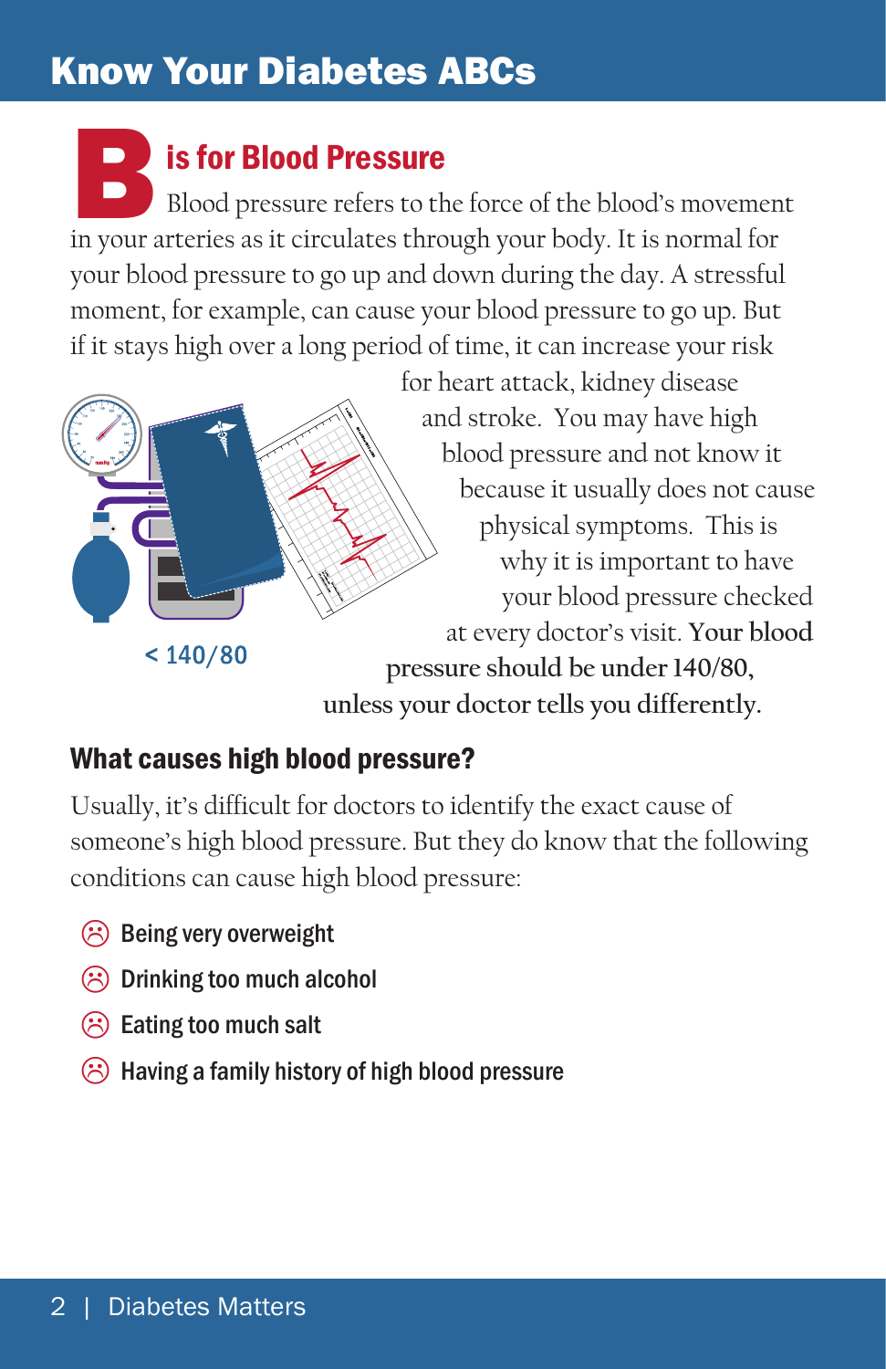# Know Your Diabetes ABCs

## B is for Blood Pressure

Blood pressure refers to the force of the blood's movement in your arteries as it circulates through your body. It is normal for your blood pressure to go up and down during the day. A stressful moment, for example, can cause your blood pressure to go up. But if it stays high over a long period of time, it can increase your risk for heart attack, kidney disease and stroke. You may have high blood pressure and not know it because it usually does not cause physical symptoms. This is why it is important to have your blood pressure checked at every doctor's visit. **Your blood pressure should be under 140/80, unless your doctor tells you differently.**

< 140/80

### What causes high blood pressure?

Usually, it's difficult for doctors to identify the exact cause of someone's high blood pressure. But they do know that the following conditions can cause high blood pressure:

- Being very overweight
- Drinking too much alcohol
- Eating too much salt
- Having a family history of high blood pressure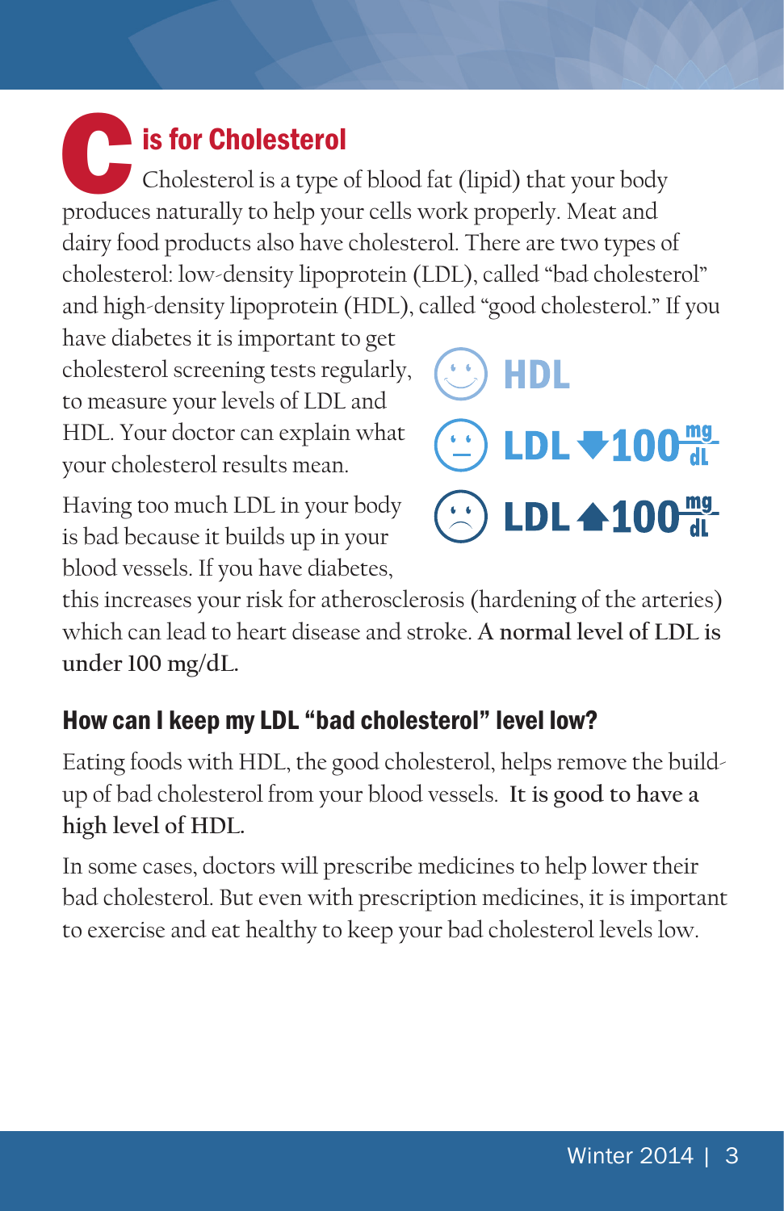## C is for Cholesterol

Cholesterol is a type of blood fat (lipid) that your body produces naturally to help your cells work properly. Meat and dairy food products also have cholesterol. There are two types of cholesterol: low-density lipoprotein (LDL), called "bad cholesterol" and high-density lipoprotein (HDL), called "good cholesterol." If you have diabetes it is important to get cholesterol screening tests regularly, to measure your levels of LDL and HDL. Your doctor can explain what your cholesterol results mean.

HDL

LDL ▼100 mg/dL

LDL ▲100 mg/dL

Having too much LDL in your body is bad because it builds up in your blood vessels. If you have diabetes, this increases your risk for atherosclerosis (hardening of the arteries) which can lead to heart disease and stroke. **A normal level of LDL is under 100 mg/dL.**

### How can I keep my LDL "bad cholesterol" level low?

Eating foods with HDL, the good cholesterol, helps remove the build-up of bad cholesterol from your blood vessels. **It is good to have a high level of HDL.**

In some cases, doctors will prescribe medicines to help lower their bad cholesterol. But even with prescription medicines, it is important to exercise and eat healthy to keep your bad cholesterol levels low.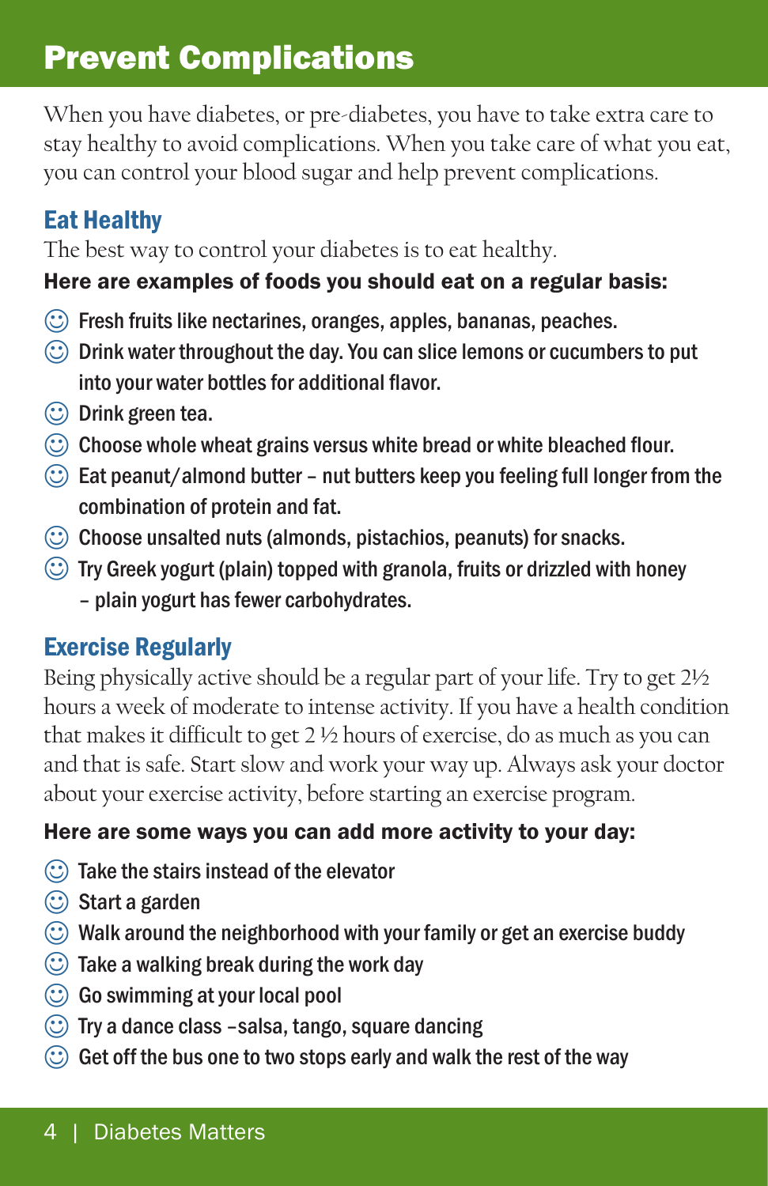# Prevent Complications

When you have diabetes, or pre-diabetes, you have to take extra care to stay healthy to avoid complications. When you take care of what you eat, you can control your blood sugar and help prevent complications.

## Eat Healthy

The best way to control your diabetes is to eat healthy.

**Here are examples of foods you should eat on a regular basis:**

- Fresh fruits like nectarines, oranges, apples, bananas, peaches.
- Drink water throughout the day. You can slice lemons or cucumbers to put into your water bottles for additional flavor.
- Drink green tea.
- Choose whole wheat grains versus white bread or white bleached flour.
- Eat peanut/almond butter – nut butters keep you feeling full longer from the combination of protein and fat.
- Choose unsalted nuts (almonds, pistachios, peanuts) for snacks.
- Try Greek yogurt (plain) topped with granola, fruits or drizzled with honey – plain yogurt has fewer carbohydrates.

## Exercise Regularly

Being physically active should be a regular part of your life. Try to get 2½ hours a week of moderate to intense activity. If you have a health condition that makes it difficult to get 2 ½ hours of exercise, do as much as you can and that is safe. Start slow and work your way up. Always ask your doctor about your exercise activity, before starting an exercise program.

**Here are some ways you can add more activity to your day:**

- Take the stairs instead of the elevator
- Start a garden
- Walk around the neighborhood with your family or get an exercise buddy
- Take a walking break during the work day
- Go swimming at your local pool
- Try a dance class –salsa, tango, square dancing
- Get off the bus one to two stops early and walk the rest of the way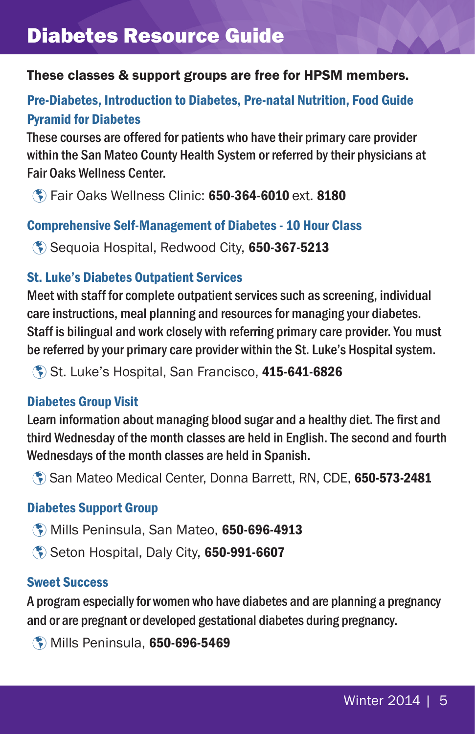# Diabetes Resource Guide

**These classes & support groups are free for HPSM members.**

### Pre-Diabetes, Introduction to Diabetes, Pre-natal Nutrition, Food Guide Pyramid for Diabetes

These courses are offered for patients who have their primary care provider within the San Mateo County Health System or referred by their physicians at Fair Oaks Wellness Center.

- Fair Oaks Wellness Clinic: **650-364-6010** ext. **8180**

### Comprehensive Self-Management of Diabetes - 10 Hour Class

- Sequoia Hospital, Redwood City, **650-367-5213**

### St. Luke's Diabetes Outpatient Services

Meet with staff for complete outpatient services such as screening, individual care instructions, meal planning and resources for managing your diabetes. Staff is bilingual and work closely with referring primary care provider. You must be referred by your primary care provider within the St. Luke's Hospital system.

- St. Luke's Hospital, San Francisco, **415-641-6826**

### Diabetes Group Visit

Learn information about managing blood sugar and a healthy diet. The first and third Wednesday of the month classes are held in English. The second and fourth Wednesdays of the month classes are held in Spanish.

- San Mateo Medical Center, Donna Barrett, RN, CDE, **650-573-2481**

### Diabetes Support Group

- Mills Peninsula, San Mateo, **650-696-4913**
- Seton Hospital, Daly City, **650-991-6607**

### Sweet Success

A program especially for women who have diabetes and are planning a pregnancy and or are pregnant or developed gestational diabetes during pregnancy.

- Mills Peninsula, **650-696-5469**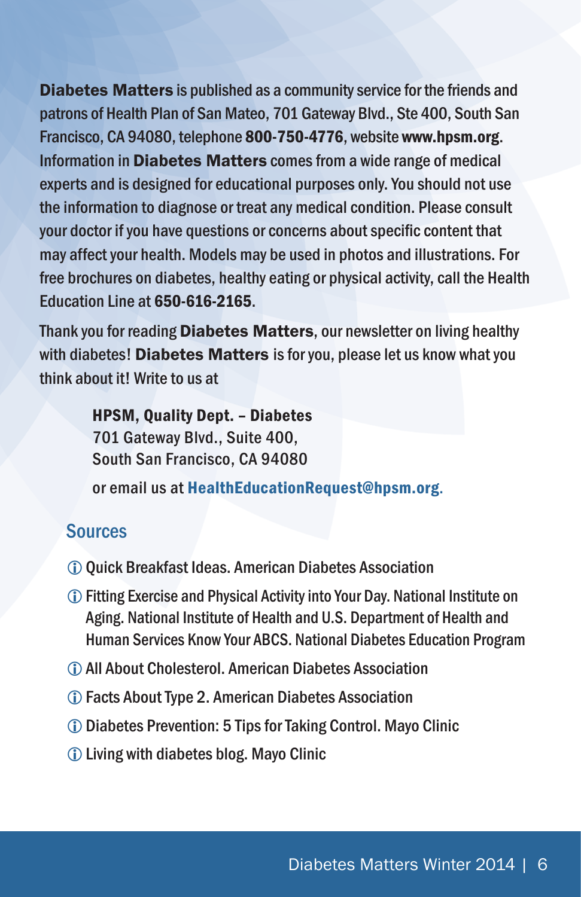**Diabetes Matters** is published as a community service for the friends and patrons of Health Plan of San Mateo, 701 Gateway Blvd., Ste 400, South San Francisco, CA 94080, telephone **800-750-4776**, website **www.hpsm.org**. Information in **Diabetes Matters** comes from a wide range of medical experts and is designed for educational purposes only. You should not use the information to diagnose or treat any medical condition. Please consult your doctor if you have questions or concerns about specific content that may affect your health. Models may be used in photos and illustrations. For free brochures on diabetes, healthy eating or physical activity, call the Health Education Line at **650-616-2165**.

Thank you for reading **Diabetes Matters**, our newsletter on living healthy with diabetes! **Diabetes Matters** is for you, please let us know what you think about it! Write to us at

> **HPSM, Quality Dept. – Diabetes**
> 701 Gateway Blvd., Suite 400,
> South San Francisco, CA 94080
>
> or email us at **HealthEducationRequest@hpsm.org**.

## Sources

- Quick Breakfast Ideas. American Diabetes Association
- Fitting Exercise and Physical Activity into Your Day. National Institute on Aging. National Institute of Health and U.S. Department of Health and Human Services Know Your ABCS. National Diabetes Education Program
- All About Cholesterol. American Diabetes Association
- Facts About Type 2. American Diabetes Association
- Diabetes Prevention: 5 Tips for Taking Control. Mayo Clinic
- Living with diabetes blog. Mayo Clinic